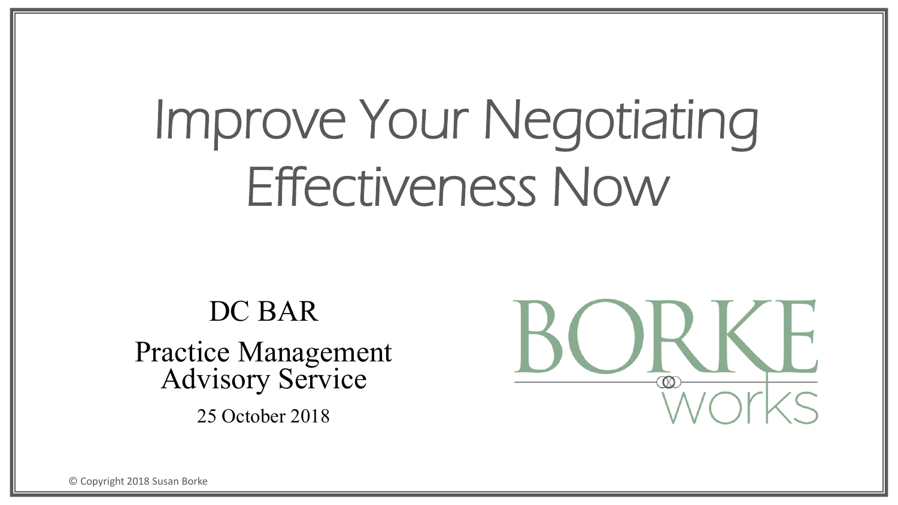# Improve Your Negotiating Effectiveness Now

DC BAR

Practice Management Advisory Service

25 October 2018

BORKE works

© Copyright 2018 Susan Borke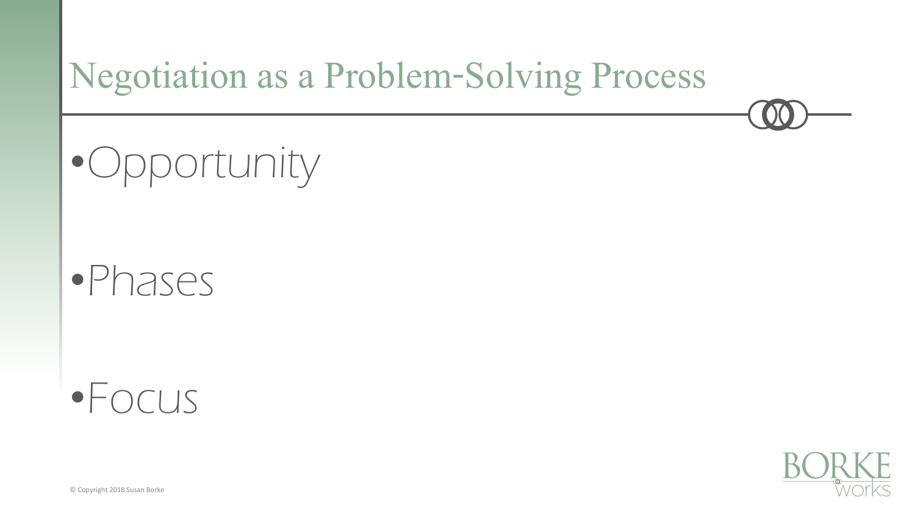# Negotiation as a Problem-Solving Process

- Opportunity
- Phases
- Focus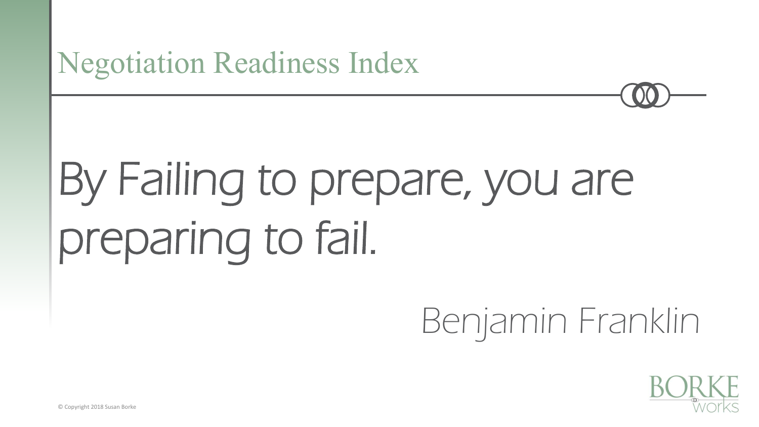# Negotiation Readiness Index

By Failing to prepare, you are preparing to fail.

Benjamin Franklin

© Copyright 2018 Susan Borke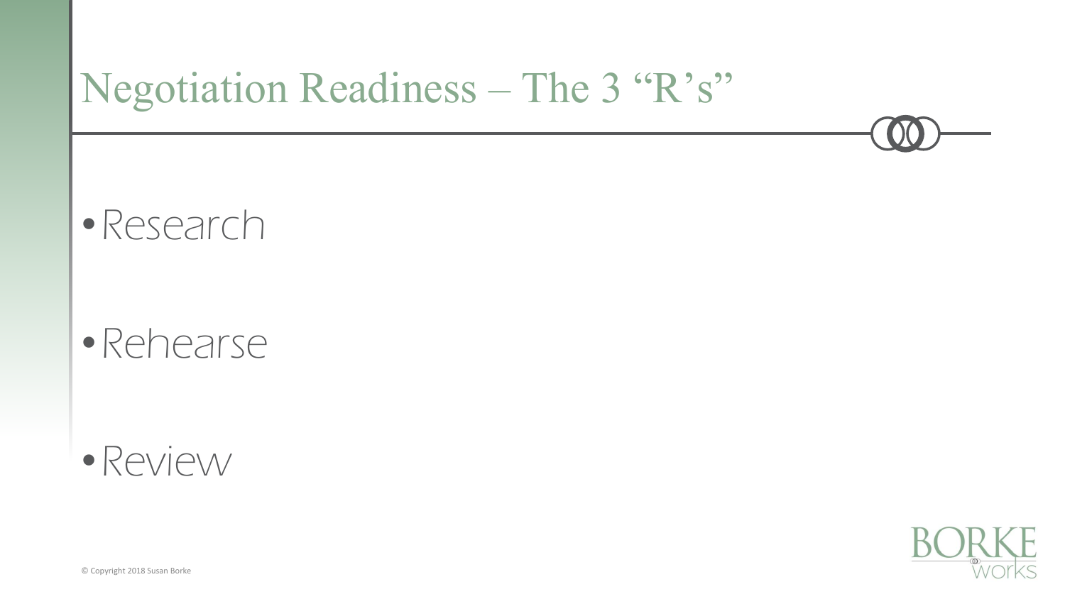# Negotiation Readiness – The 3 "R's"

- Research
- Rehearse
- Review

© Copyright 2018 Susan Borke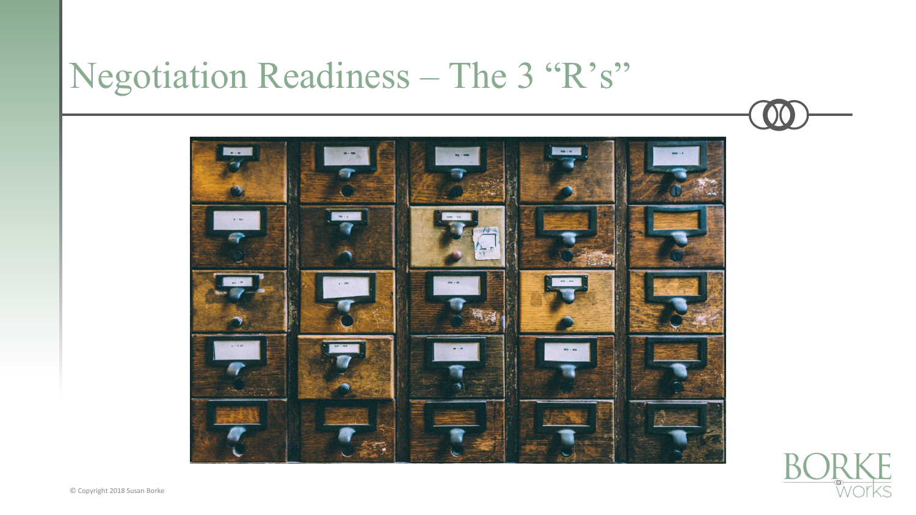# Negotiation Readiness – The 3 “R’s”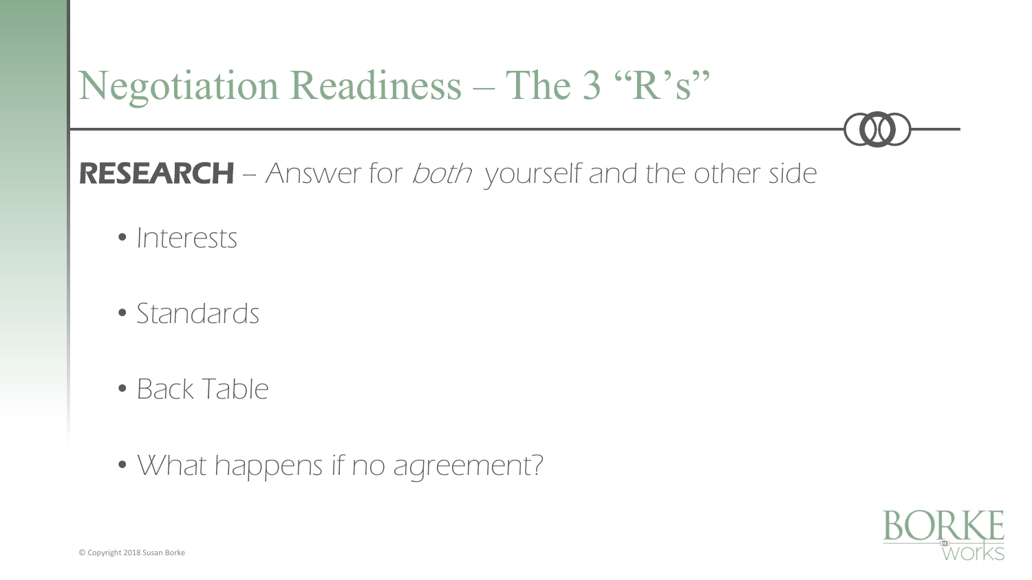# Negotiation Readiness – The 3 "R's"

**RESEARCH** – *Answer for both yourself and the other side*

- Interests
- Standards
- Back Table
- What happens if no agreement?

© Copyright 2018 Susan Borke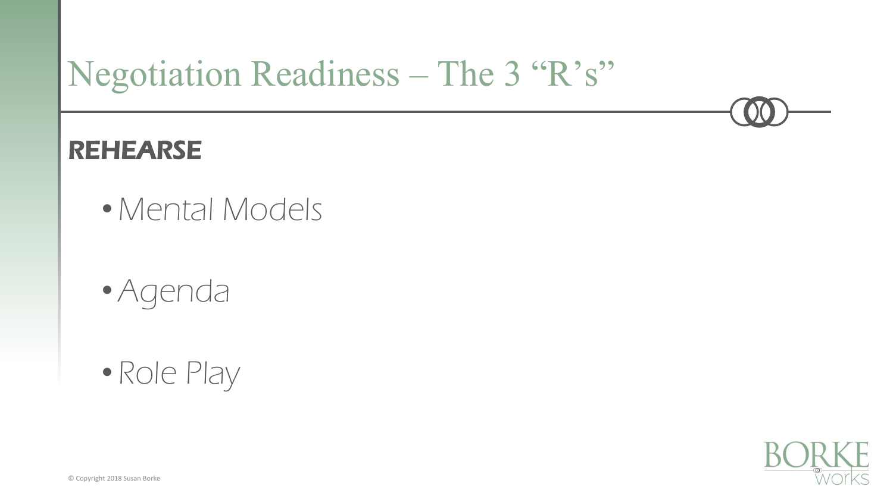# Negotiation Readiness – The 3 "R's"

## REHEARSE

- *Mental Models*
- *Agenda*
- *Role Play*

© Copyright 2018 Susan Borke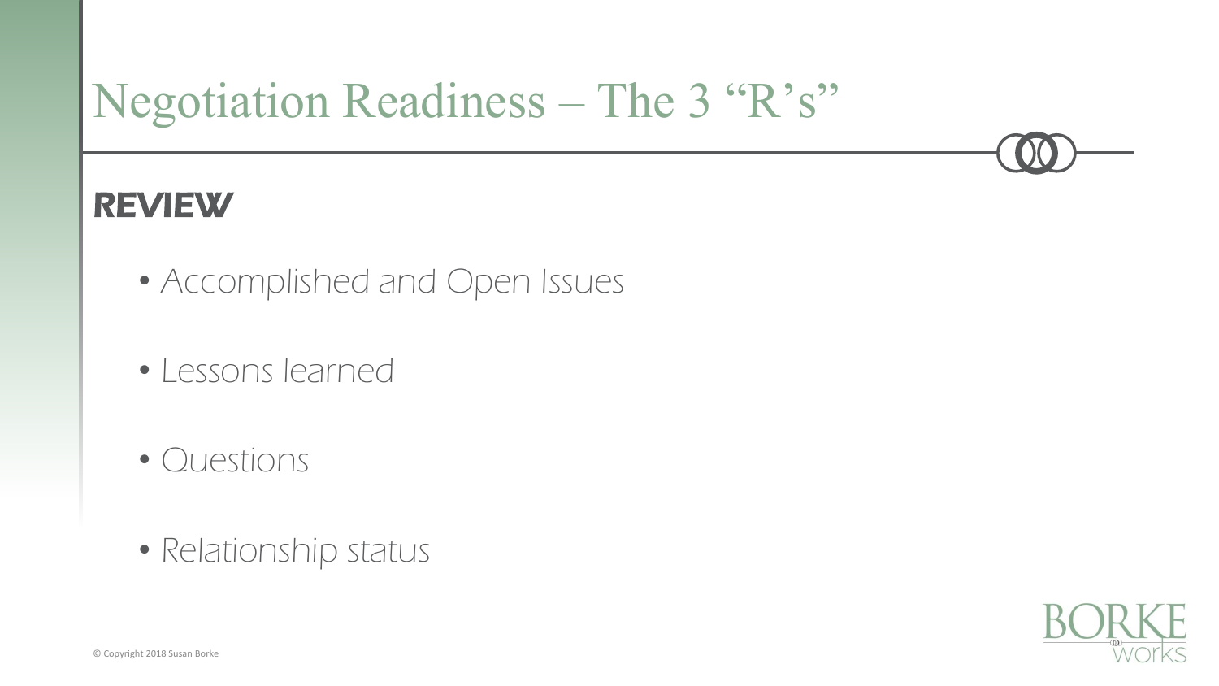# Negotiation Readiness – The 3 "R's"

## REVIEW

- *Accomplished and Open Issues*
- *Lessons learned*
- *Questions*
- *Relationship status*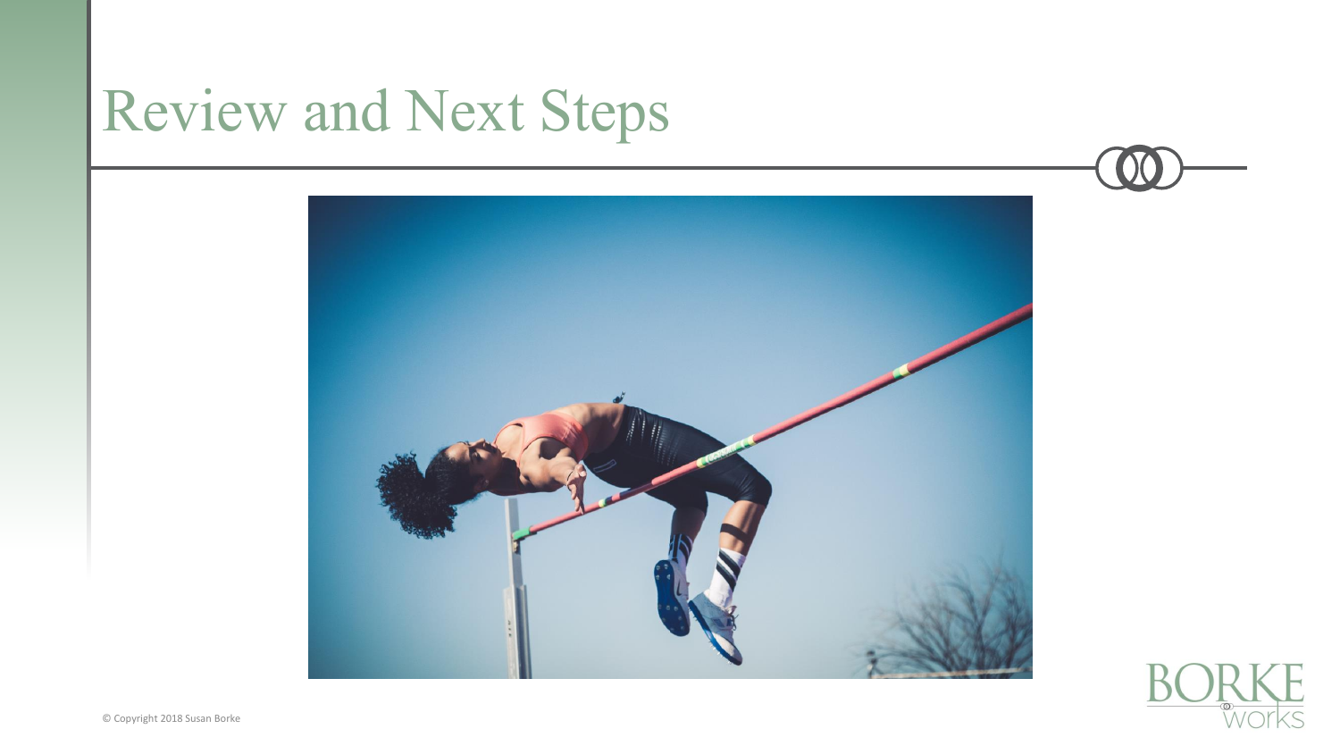# Review and Next Steps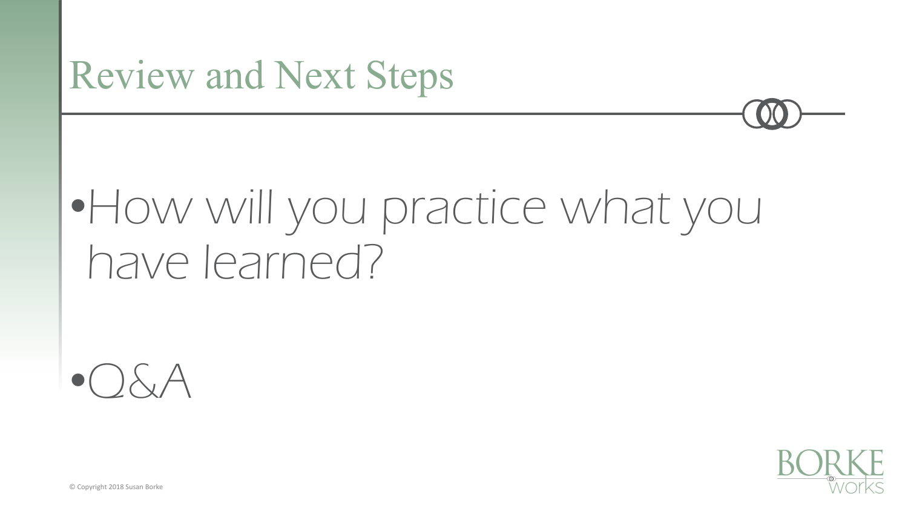# Review and Next Steps

- How will you practice what you have learned?
- Q&A

© Copyright 2018 Susan Borke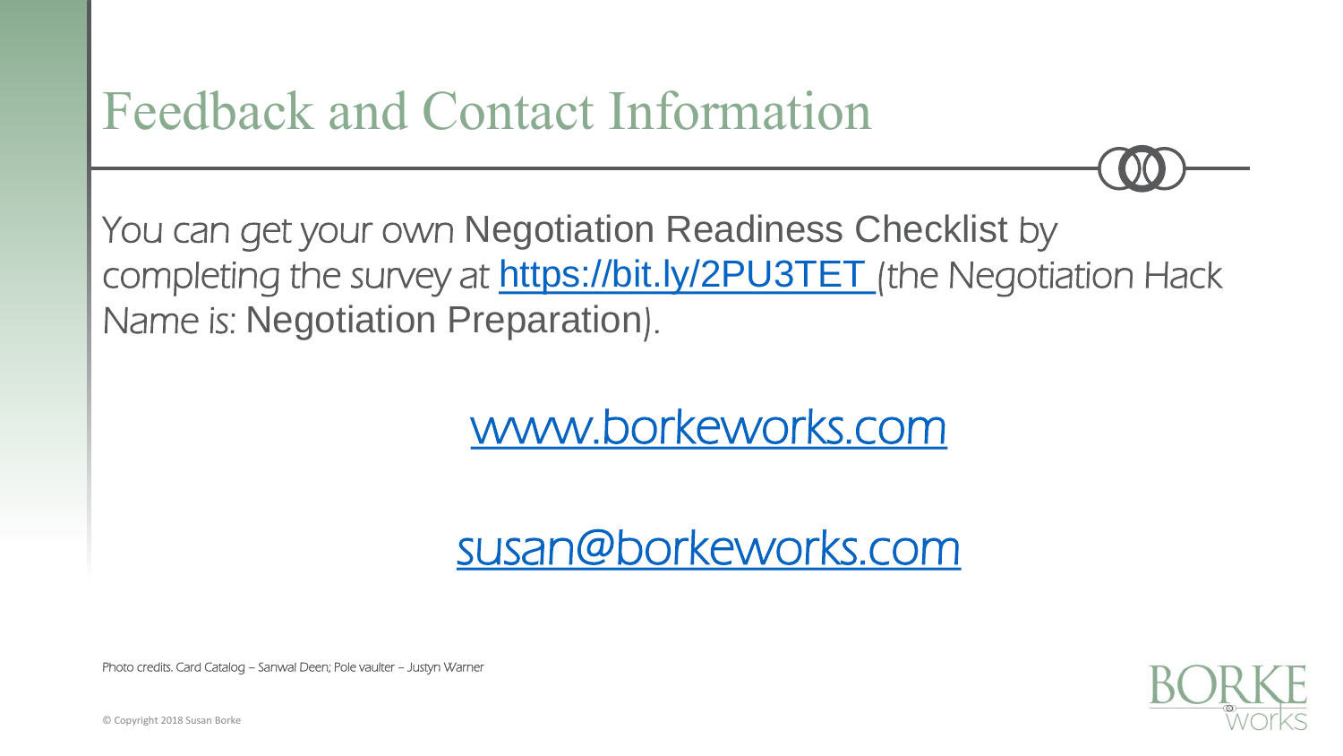# Feedback and Contact Information

You can get your own Negotiation Readiness Checklist by completing the survey at https://bit.ly/2PU3TET (the Negotiation Hack Name is: Negotiation Preparation).

www.borkeworks.com

susan@borkeworks.com

Photo credits. Card Catalog – Sanwal Deen; Pole vaulter – Justyn Warner

© Copyright 2018 Susan Borke

BORKE works